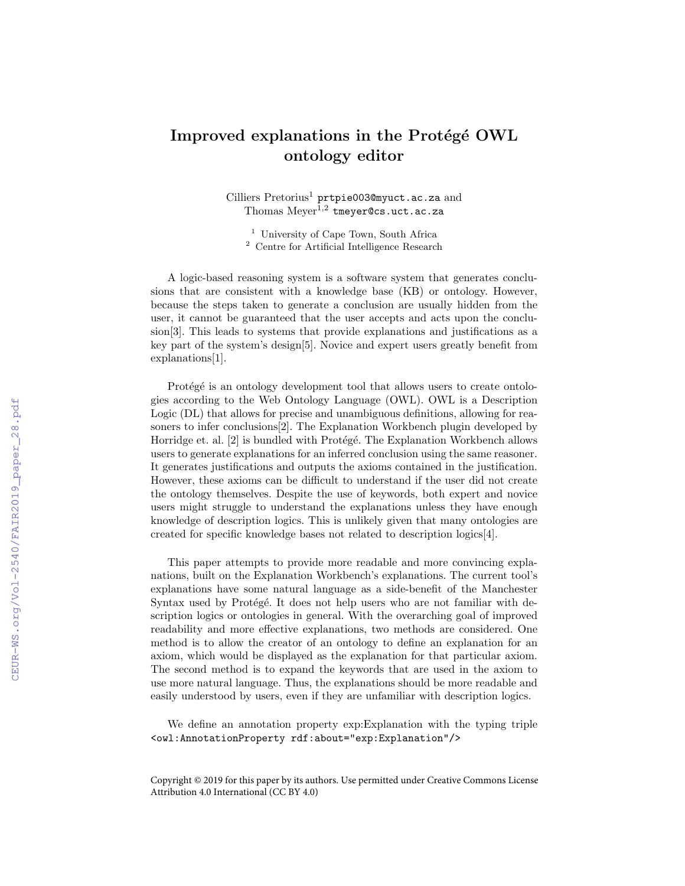# Improved explanations in the Protégé OWL ontology editor

Cilliers Pretorius[1] prtpie003@myuct.ac.za and
Thomas Meyer[1,2] tmeyer@cs.uct.ac.za

[1] University of Cape Town, South Africa
[2] Centre for Artificial Intelligence Research

A logic-based reasoning system is a software system that generates conclusions that are consistent with a knowledge base (KB) or ontology. However, because the steps taken to generate a conclusion are usually hidden from the user, it cannot be guaranteed that the user accepts and acts upon the conclusion[3]. This leads to systems that provide explanations and justifications as a key part of the system's design[5]. Novice and expert users greatly benefit from explanations[1].

Protégé is an ontology development tool that allows users to create ontologies according to the Web Ontology Language (OWL). OWL is a Description Logic (DL) that allows for precise and unambiguous definitions, allowing for reasoners to infer conclusions[2]. The Explanation Workbench plugin developed by Horridge et. al. [2] is bundled with Protégé. The Explanation Workbench allows users to generate explanations for an inferred conclusion using the same reasoner. It generates justifications and outputs the axioms contained in the justification. However, these axioms can be difficult to understand if the user did not create the ontology themselves. Despite the use of keywords, both expert and novice users might struggle to understand the explanations unless they have enough knowledge of description logics. This is unlikely given that many ontologies are created for specific knowledge bases not related to description logics[4].

This paper attempts to provide more readable and more convincing explanations, built on the Explanation Workbench's explanations. The current tool's explanations have some natural language as a side-benefit of the Manchester Syntax used by Protégé. It does not help users who are not familiar with description logics or ontologies in general. With the overarching goal of improved readability and more effective explanations, two methods are considered. One method is to allow the creator of an ontology to define an explanation for an axiom, which would be displayed as the explanation for that particular axiom. The second method is to expand the keywords that are used in the axiom to use more natural language. Thus, the explanations should be more readable and easily understood by users, even if they are unfamiliar with description logics.

We define an annotation property exp:Explanation with the typing triple `<owl:AnnotationProperty rdf:about="exp:Explanation"/>`

Copyright © 2019 for this paper by its authors. Use permitted under Creative Commons License Attribution 4.0 International (CC BY 4.0)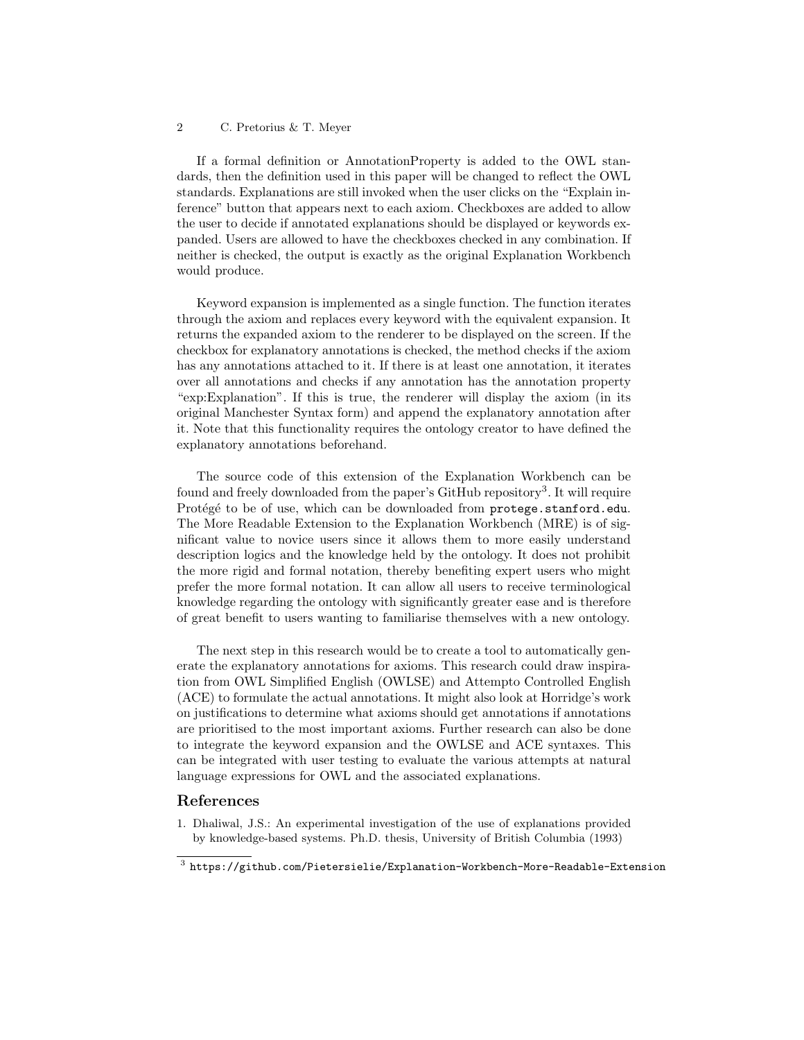If a formal definition or AnnotationProperty is added to the OWL standards, then the definition used in this paper will be changed to reflect the OWL standards. Explanations are still invoked when the user clicks on the "Explain inference" button that appears next to each axiom. Checkboxes are added to allow the user to decide if annotated explanations should be displayed or keywords expanded. Users are allowed to have the checkboxes checked in any combination. If neither is checked, the output is exactly as the original Explanation Workbench would produce.

Keyword expansion is implemented as a single function. The function iterates through the axiom and replaces every keyword with the equivalent expansion. It returns the expanded axiom to the renderer to be displayed on the screen. If the checkbox for explanatory annotations is checked, the method checks if the axiom has any annotations attached to it. If there is at least one annotation, it iterates over all annotations and checks if any annotation has the annotation property "exp:Explanation". If this is true, the renderer will display the axiom (in its original Manchester Syntax form) and append the explanatory annotation after it. Note that this functionality requires the ontology creator to have defined the explanatory annotations beforehand.

The source code of this extension of the Explanation Workbench can be found and freely downloaded from the paper's GitHub repository[3]. It will require Protégé to be of use, which can be downloaded from `protege.stanford.edu`. The More Readable Extension to the Explanation Workbench (MRE) is of significant value to novice users since it allows them to more easily understand description logics and the knowledge held by the ontology. It does not prohibit the more rigid and formal notation, thereby benefiting expert users who might prefer the more formal notation. It can allow all users to receive terminological knowledge regarding the ontology with significantly greater ease and is therefore of great benefit to users wanting to familiarise themselves with a new ontology.

The next step in this research would be to create a tool to automatically generate the explanatory annotations for axioms. This research could draw inspiration from OWL Simplified English (OWLSE) and Attempto Controlled English (ACE) to formulate the actual annotations. It might also look at Horridge's work on justifications to determine what axioms should get annotations if annotations are prioritised to the most important axioms. Further research can also be done to integrate the keyword expansion and the OWLSE and ACE syntaxes. This can be integrated with user testing to evaluate the various attempts at natural language expressions for OWL and the associated explanations.

## References

1. Dhaliwal, J.S.: An experimental investigation of the use of explanations provided by knowledge-based systems. Ph.D. thesis, University of British Columbia (1993)

[3] `https://github.com/Pietersielie/Explanation-Workbench-More-Readable-Extension`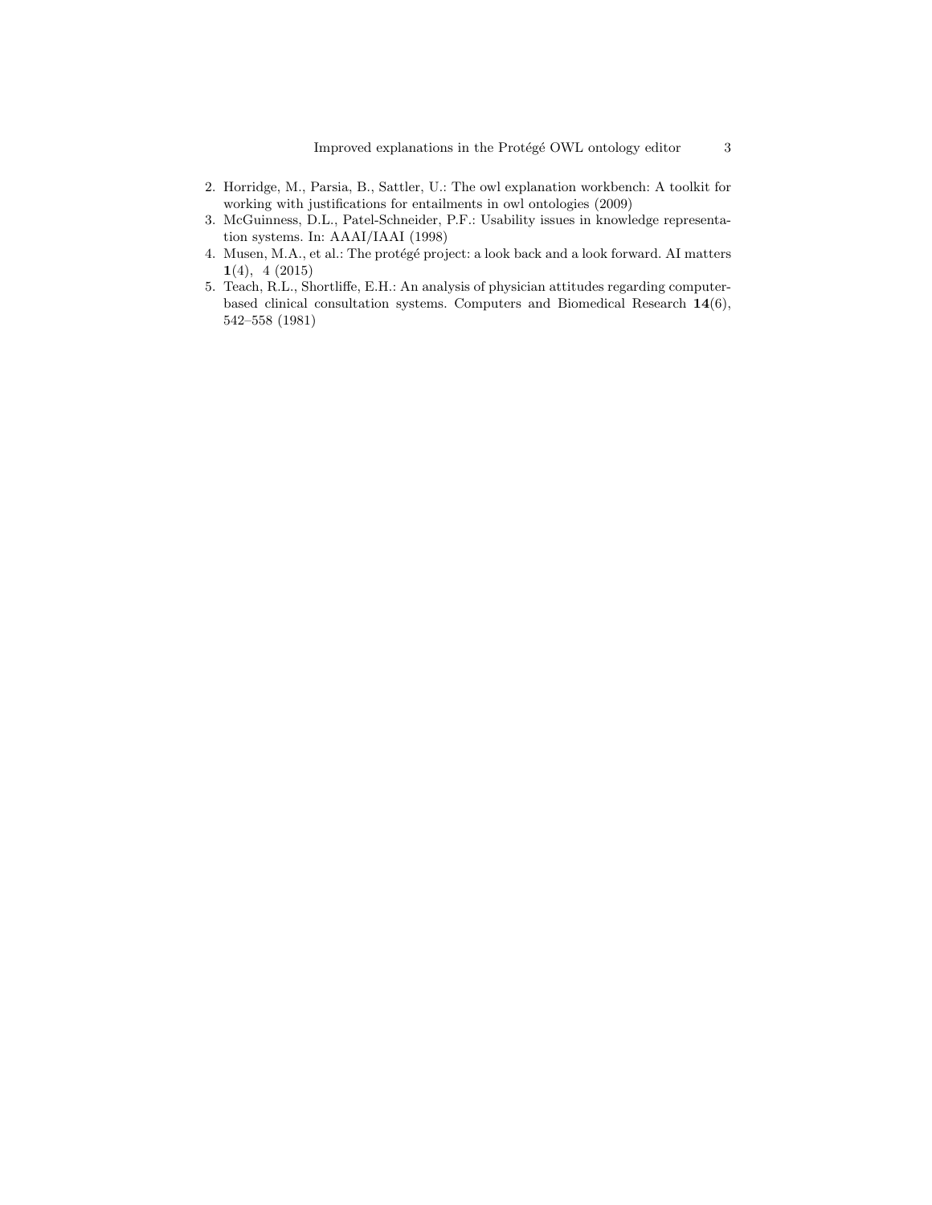2. Horridge, M., Parsia, B., Sattler, U.: The owl explanation workbench: A toolkit for working with justifications for entailments in owl ontologies (2009)
3. McGuinness, D.L., Patel-Schneider, P.F.: Usability issues in knowledge representation systems. In: AAAI/IAAI (1998)
4. Musen, M.A., et al.: The protégé project: a look back and a look forward. AI matters **1**(4), 4 (2015)
5. Teach, R.L., Shortliffe, E.H.: An analysis of physician attitudes regarding computer-based clinical consultation systems. Computers and Biomedical Research **14**(6), 542–558 (1981)